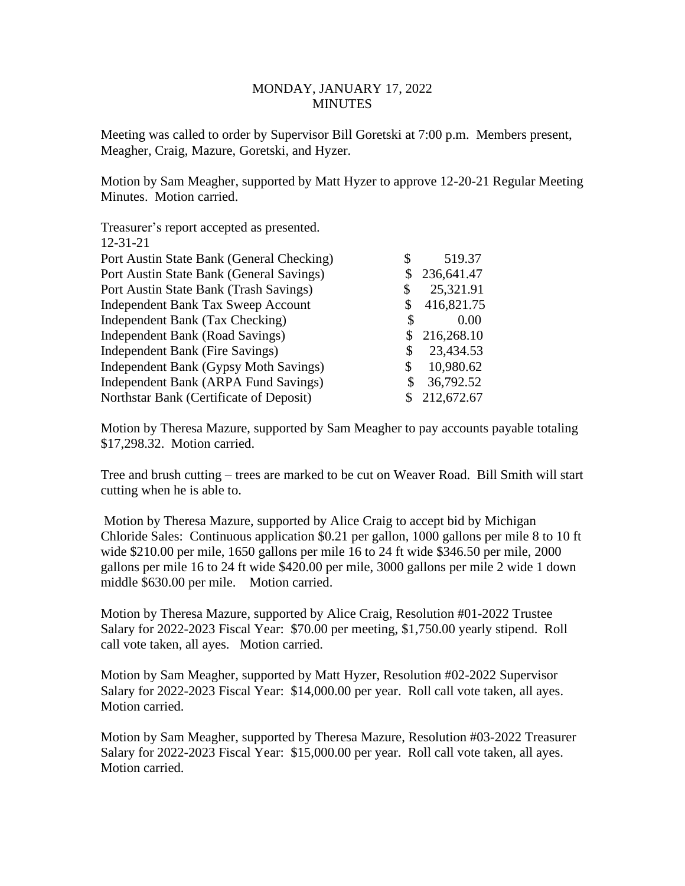MONDAY, JANUARY 17, 2022
MINUTES

Meeting was called to order by Supervisor Bill Goretski at 7:00 p.m. Members present, Meagher, Craig, Mazure, Goretski, and Hyzer.

Motion by Sam Meagher, supported by Matt Hyzer to approve 12-20-21 Regular Meeting Minutes. Motion carried.

Treasurer's report accepted as presented.

12-31-21

| | |
|---|---|
| Port Austin State Bank (General Checking) | $ 519.37 |
| Port Austin State Bank (General Savings) | $ 236,641.47 |
| Port Austin State Bank (Trash Savings) | $ 25,321.91 |
| Independent Bank Tax Sweep Account | $ 416,821.75 |
| Independent Bank (Tax Checking) | $ 0.00 |
| Independent Bank (Road Savings) | $ 216,268.10 |
| Independent Bank (Fire Savings) | $ 23,434.53 |
| Independent Bank (Gypsy Moth Savings) | $ 10,980.62 |
| Independent Bank (ARPA Fund Savings) | $ 36,792.52 |
| Northstar Bank (Certificate of Deposit) | $ 212,672.67 |

Motion by Theresa Mazure, supported by Sam Meagher to pay accounts payable totaling $17,298.32. Motion carried.

Tree and brush cutting – trees are marked to be cut on Weaver Road. Bill Smith will start cutting when he is able to.

Motion by Theresa Mazure, supported by Alice Craig to accept bid by Michigan Chloride Sales: Continuous application $0.21 per gallon, 1000 gallons per mile 8 to 10 ft wide $210.00 per mile, 1650 gallons per mile 16 to 24 ft wide $346.50 per mile, 2000 gallons per mile 16 to 24 ft wide $420.00 per mile, 3000 gallons per mile 2 wide 1 down middle $630.00 per mile. Motion carried.

Motion by Theresa Mazure, supported by Alice Craig, Resolution #01-2022 Trustee Salary for 2022-2023 Fiscal Year: $70.00 per meeting, $1,750.00 yearly stipend. Roll call vote taken, all ayes. Motion carried.

Motion by Sam Meagher, supported by Matt Hyzer, Resolution #02-2022 Supervisor Salary for 2022-2023 Fiscal Year: $14,000.00 per year. Roll call vote taken, all ayes. Motion carried.

Motion by Sam Meagher, supported by Theresa Mazure, Resolution #03-2022 Treasurer Salary for 2022-2023 Fiscal Year: $15,000.00 per year. Roll call vote taken, all ayes. Motion carried.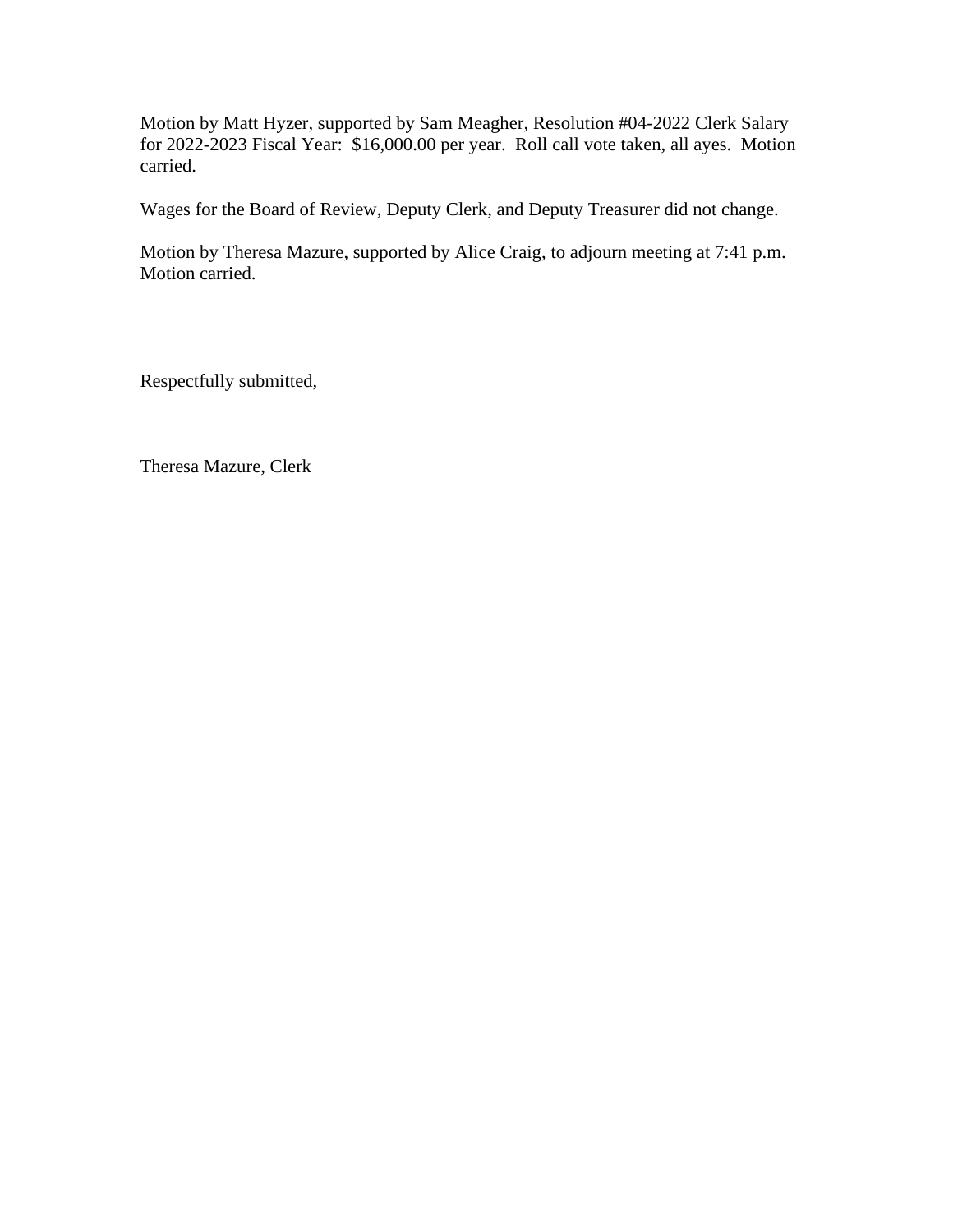Motion by Matt Hyzer, supported by Sam Meagher, Resolution #04-2022 Clerk Salary for 2022-2023 Fiscal Year: $16,000.00 per year. Roll call vote taken, all ayes. Motion carried.

Wages for the Board of Review, Deputy Clerk, and Deputy Treasurer did not change.

Motion by Theresa Mazure, supported by Alice Craig, to adjourn meeting at 7:41 p.m. Motion carried.

Respectfully submitted,

Theresa Mazure, Clerk